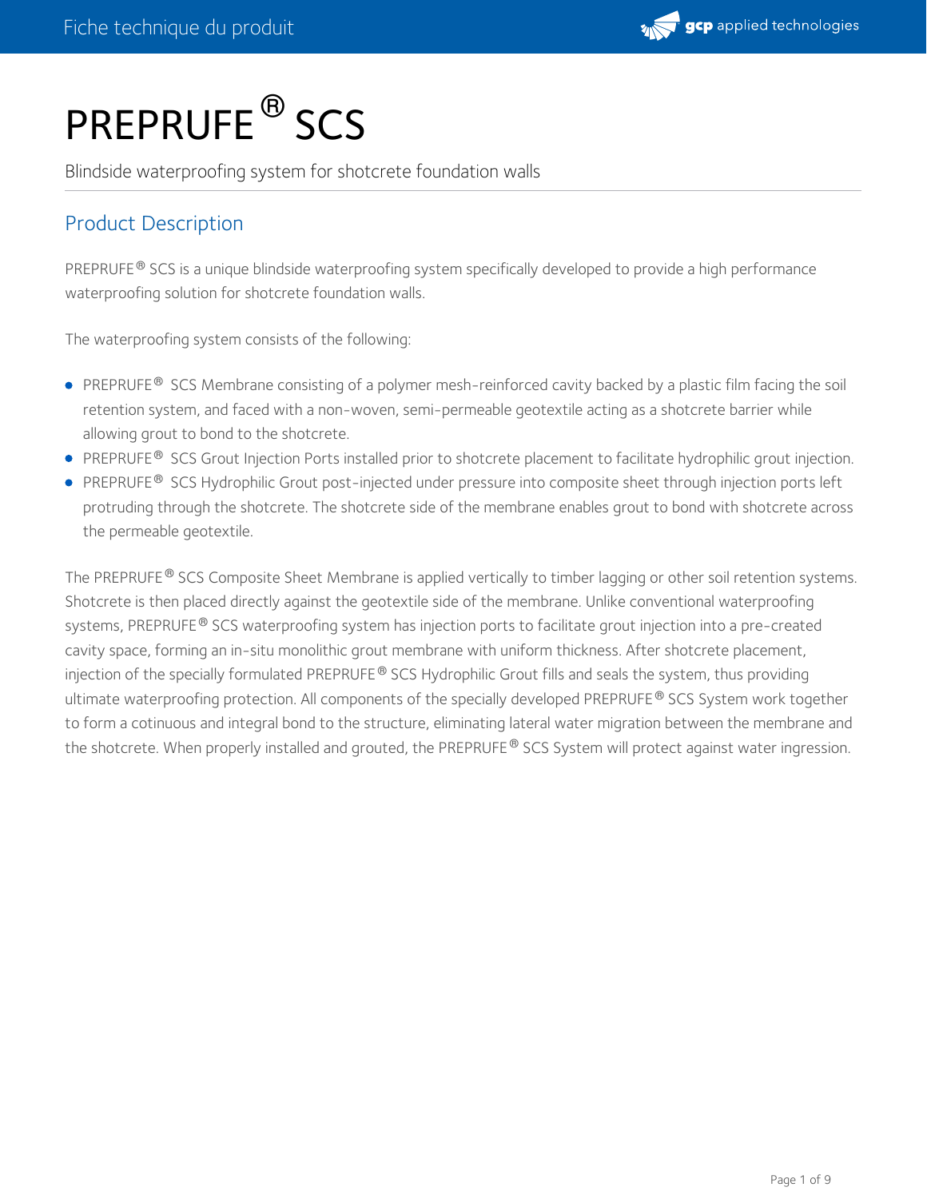# PREPRUFE® SCS

Blindside waterproofing system for shotcrete foundation walls

## Product Description

PREPRUFE® SCS is a unique blindside waterproofing system specifically developed to provide a high performance waterproofing solution for shotcrete foundation walls.

The waterproofing system consists of the following:

- PREPRUFE® SCS Membrane consisting of a polymer mesh-reinforced cavity backed by a plastic film facing the soil retention system, and faced with a non-woven, semi-permeable geotextile acting as a shotcrete barrier while allowing grout to bond to the shotcrete.
- PREPRUFE® SCS Grout Injection Ports installed prior to shotcrete placement to facilitate hydrophilic grout injection.
- PREPRUFE® SCS Hydrophilic Grout post-injected under pressure into composite sheet through injection ports left protruding through the shotcrete. The shotcrete side of the membrane enables grout to bond with shotcrete across the permeable geotextile.

The PREPRUFE® SCS Composite Sheet Membrane is applied vertically to timber lagging or other soil retention systems. Shotcrete is then placed directly against the geotextile side of the membrane. Unlike conventional waterproofing systems, PREPRUFE® SCS waterproofing system has injection ports to facilitate grout injection into a pre-created cavity space, forming an in-situ monolithic grout membrane with uniform thickness. After shotcrete placement, injection of the specially formulated PREPRUFE® SCS Hydrophilic Grout fills and seals the system, thus providing ultimate waterproofing protection. All components of the specially developed PREPRUFE® SCS System work together to form a cotinuous and integral bond to the structure, eliminating lateral water migration between the membrane and the shotcrete. When properly installed and grouted, the PREPRUFE® SCS System will protect against water ingression.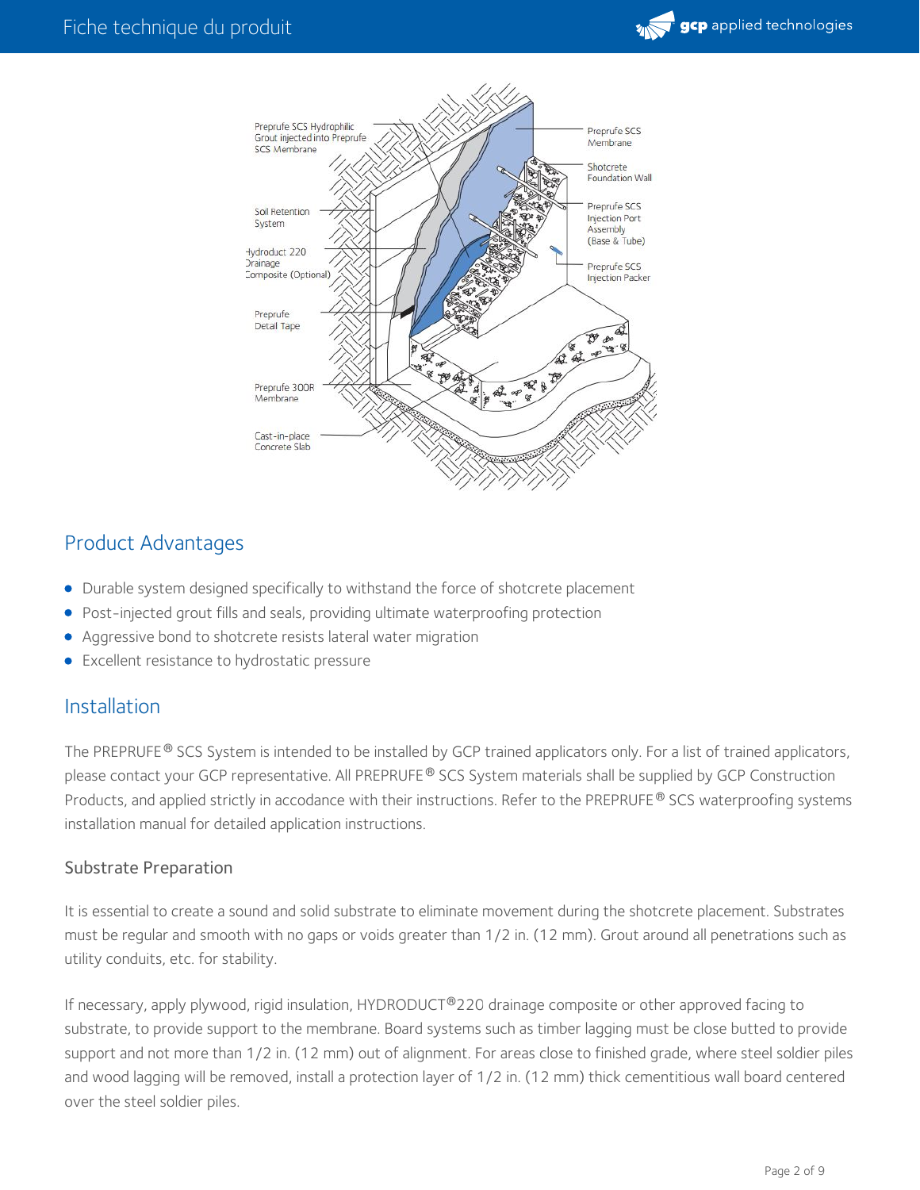Preprufe SCS Hydrophilic Grout injected into Preprufe SCS Membrane

Soil Retention System

Hydroduct 220 Drainage Composite (Optional)

Preprufe Detail Tape

Preprufe 300R Membrane

Cast-in-place Concrete Slab

Preprufe SCS Membrane

Shotcrete Foundation Wall

Preprufe SCS Injection Port Assembly (Base & Tube)

Preprufe SCS Injection Packer

## Product Advantages

- Durable system designed specifically to withstand the force of shotcrete placement
- Post-injected grout fills and seals, providing ultimate waterproofing protection
- Aggressive bond to shotcrete resists lateral water migration
- Excellent resistance to hydrostatic pressure

## Installation

The PREPRUFE® SCS System is intended to be installed by GCP trained applicators only. For a list of trained applicators, please contact your GCP representative. All PREPRUFE® SCS System materials shall be supplied by GCP Construction Products, and applied strictly in accodance with their instructions. Refer to the PREPRUFE® SCS waterproofing systems installation manual for detailed application instructions.

### Substrate Preparation

It is essential to create a sound and solid substrate to eliminate movement during the shotcrete placement. Substrates must be regular and smooth with no gaps or voids greater than 1/2 in. (12 mm). Grout around all penetrations such as utility conduits, etc. for stability.

If necessary, apply plywood, rigid insulation, HYDRODUCT®220 drainage composite or other approved facing to substrate, to provide support to the membrane. Board systems such as timber lagging must be close butted to provide support and not more than 1/2 in. (12 mm) out of alignment. For areas close to finished grade, where steel soldier piles and wood lagging will be removed, install a protection layer of 1/2 in. (12 mm) thick cementitious wall board centered over the steel soldier piles.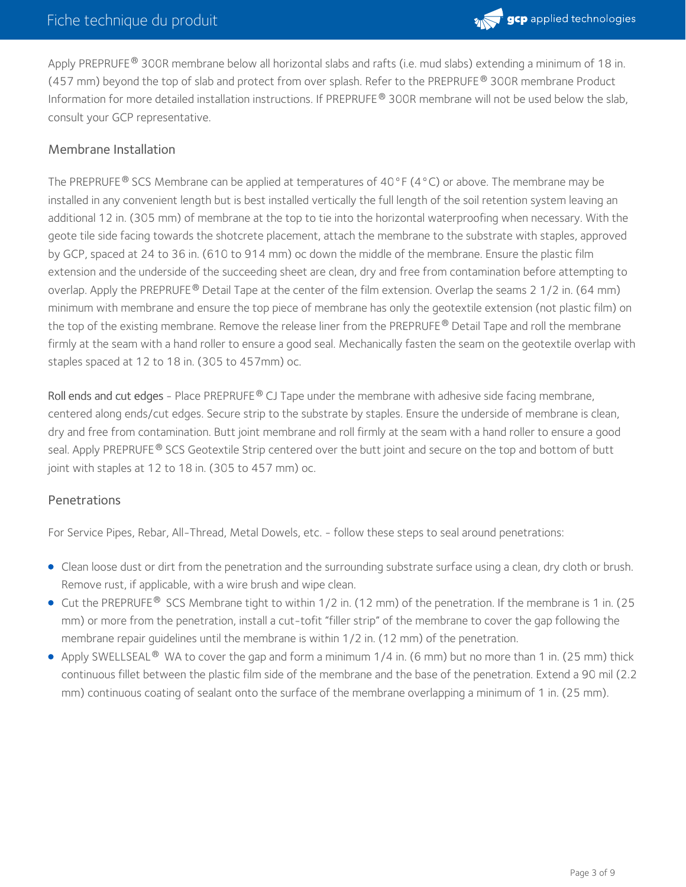Apply PREPRUFE® 300R membrane below all horizontal slabs and rafts (i.e. mud slabs) extending a minimum of 18 in. (457 mm) beyond the top of slab and protect from over splash. Refer to the PREPRUFE® 300R membrane Product Information for more detailed installation instructions. If PREPRUFE® 300R membrane will not be used below the slab, consult your GCP representative.

## Membrane Installation

The PREPRUFE® SCS Membrane can be applied at temperatures of 40°F (4°C) or above. The membrane may be installed in any convenient length but is best installed vertically the full length of the soil retention system leaving an additional 12 in. (305 mm) of membrane at the top to tie into the horizontal waterproofing when necessary. With the geote tile side facing towards the shotcrete placement, attach the membrane to the substrate with staples, approved by GCP, spaced at 24 to 36 in. (610 to 914 mm) oc down the middle of the membrane. Ensure the plastic film extension and the underside of the succeeding sheet are clean, dry and free from contamination before attempting to overlap. Apply the PREPRUFE® Detail Tape at the center of the film extension. Overlap the seams 2 1/2 in. (64 mm) minimum with membrane and ensure the top piece of membrane has only the geotextile extension (not plastic film) on the top of the existing membrane. Remove the release liner from the PREPRUFE® Detail Tape and roll the membrane firmly at the seam with a hand roller to ensure a good seal. Mechanically fasten the seam on the geotextile overlap with staples spaced at 12 to 18 in. (305 to 457mm) oc.

Roll ends and cut edges - Place PREPRUFE® CJ Tape under the membrane with adhesive side facing membrane, centered along ends/cut edges. Secure strip to the substrate by staples. Ensure the underside of membrane is clean, dry and free from contamination. Butt joint membrane and roll firmly at the seam with a hand roller to ensure a good seal. Apply PREPRUFE® SCS Geotextile Strip centered over the butt joint and secure on the top and bottom of butt joint with staples at 12 to 18 in. (305 to 457 mm) oc.

## Penetrations

For Service Pipes, Rebar, All-Thread, Metal Dowels, etc. - follow these steps to seal around penetrations:

- Clean loose dust or dirt from the penetration and the surrounding substrate surface using a clean, dry cloth or brush. Remove rust, if applicable, with a wire brush and wipe clean.
- Cut the PREPRUFE® SCS Membrane tight to within 1/2 in. (12 mm) of the penetration. If the membrane is 1 in. (25 mm) or more from the penetration, install a cut-tofit "filler strip" of the membrane to cover the gap following the membrane repair guidelines until the membrane is within 1/2 in. (12 mm) of the penetration.
- Apply SWELLSEAL® WA to cover the gap and form a minimum 1/4 in. (6 mm) but no more than 1 in. (25 mm) thick continuous fillet between the plastic film side of the membrane and the base of the penetration. Extend a 90 mil (2.2 mm) continuous coating of sealant onto the surface of the membrane overlapping a minimum of 1 in. (25 mm).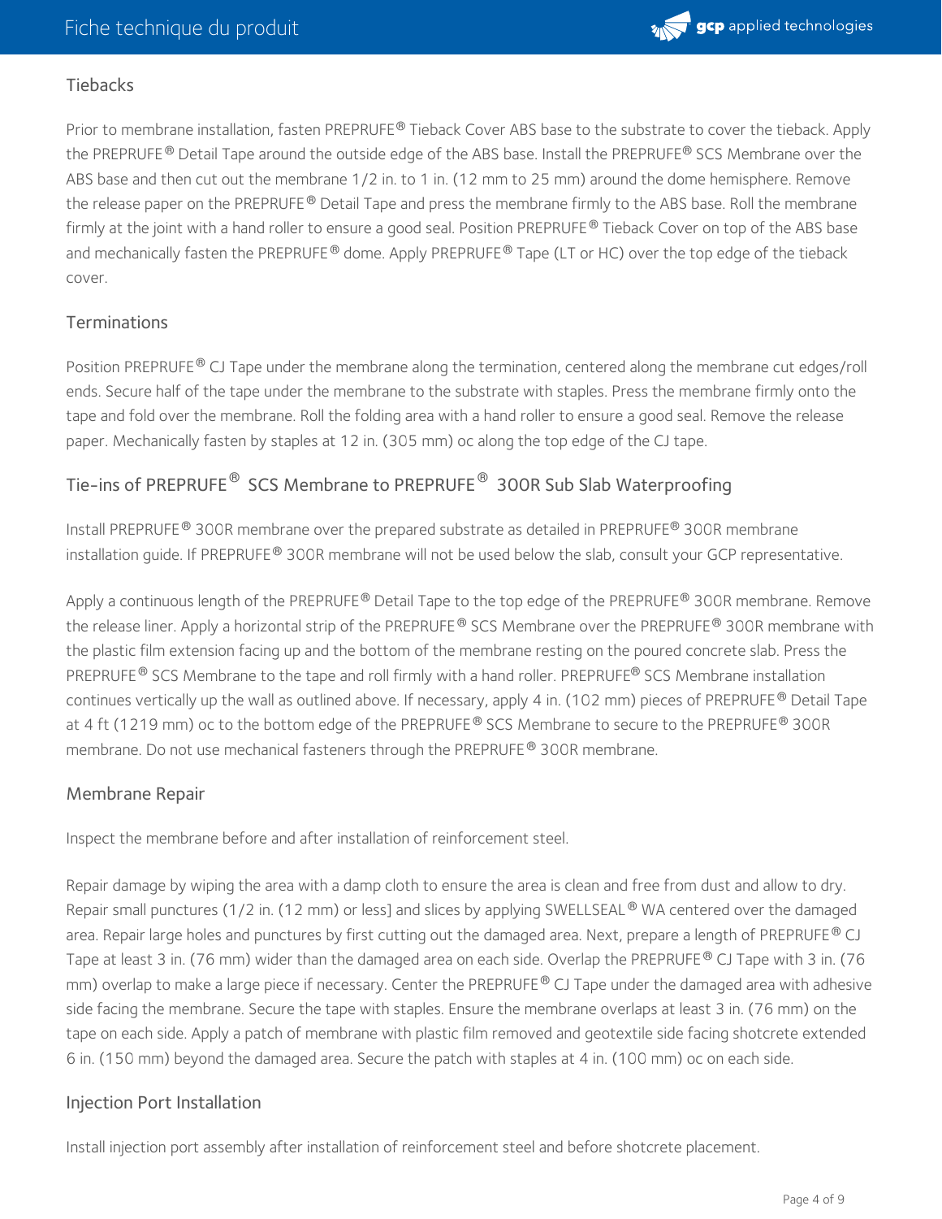### Tiebacks

Prior to membrane installation, fasten PREPRUFE® Tieback Cover ABS base to the substrate to cover the tieback. Apply the PREPRUFE® Detail Tape around the outside edge of the ABS base. Install the PREPRUFE® SCS Membrane over the ABS base and then cut out the membrane 1/2 in. to 1 in. (12 mm to 25 mm) around the dome hemisphere. Remove the release paper on the PREPRUFE® Detail Tape and press the membrane firmly to the ABS base. Roll the membrane firmly at the joint with a hand roller to ensure a good seal. Position PREPRUFE® Tieback Cover on top of the ABS base and mechanically fasten the PREPRUFE® dome. Apply PREPRUFE® Tape (LT or HC) over the top edge of the tieback cover.

### Terminations

Position PREPRUFE® CJ Tape under the membrane along the termination, centered along the membrane cut edges/roll ends. Secure half of the tape under the membrane to the substrate with staples. Press the membrane firmly onto the tape and fold over the membrane. Roll the folding area with a hand roller to ensure a good seal. Remove the release paper. Mechanically fasten by staples at 12 in. (305 mm) oc along the top edge of the CJ tape.

### Tie-ins of PREPRUFE® SCS Membrane to PREPRUFE® 300R Sub Slab Waterproofing

Install PREPRUFE® 300R membrane over the prepared substrate as detailed in PREPRUFE® 300R membrane installation guide. If PREPRUFE® 300R membrane will not be used below the slab, consult your GCP representative.

Apply a continuous length of the PREPRUFE® Detail Tape to the top edge of the PREPRUFE® 300R membrane. Remove the release liner. Apply a horizontal strip of the PREPRUFE® SCS Membrane over the PREPRUFE® 300R membrane with the plastic film extension facing up and the bottom of the membrane resting on the poured concrete slab. Press the PREPRUFE® SCS Membrane to the tape and roll firmly with a hand roller. PREPRUFE® SCS Membrane installation continues vertically up the wall as outlined above. If necessary, apply 4 in. (102 mm) pieces of PREPRUFE® Detail Tape at 4 ft (1219 mm) oc to the bottom edge of the PREPRUFE® SCS Membrane to secure to the PREPRUFE® 300R membrane. Do not use mechanical fasteners through the PREPRUFE® 300R membrane.

### Membrane Repair

Inspect the membrane before and after installation of reinforcement steel.

Repair damage by wiping the area with a damp cloth to ensure the area is clean and free from dust and allow to dry. Repair small punctures (1/2 in. (12 mm) or less] and slices by applying SWELLSEAL® WA centered over the damaged area. Repair large holes and punctures by first cutting out the damaged area. Next, prepare a length of PREPRUFE® CJ Tape at least 3 in. (76 mm) wider than the damaged area on each side. Overlap the PREPRUFE® CJ Tape with 3 in. (76 mm) overlap to make a large piece if necessary. Center the PREPRUFE® CJ Tape under the damaged area with adhesive side facing the membrane. Secure the tape with staples. Ensure the membrane overlaps at least 3 in. (76 mm) on the tape on each side. Apply a patch of membrane with plastic film removed and geotextile side facing shotcrete extended 6 in. (150 mm) beyond the damaged area. Secure the patch with staples at 4 in. (100 mm) oc on each side.

### Injection Port Installation

Install injection port assembly after installation of reinforcement steel and before shotcrete placement.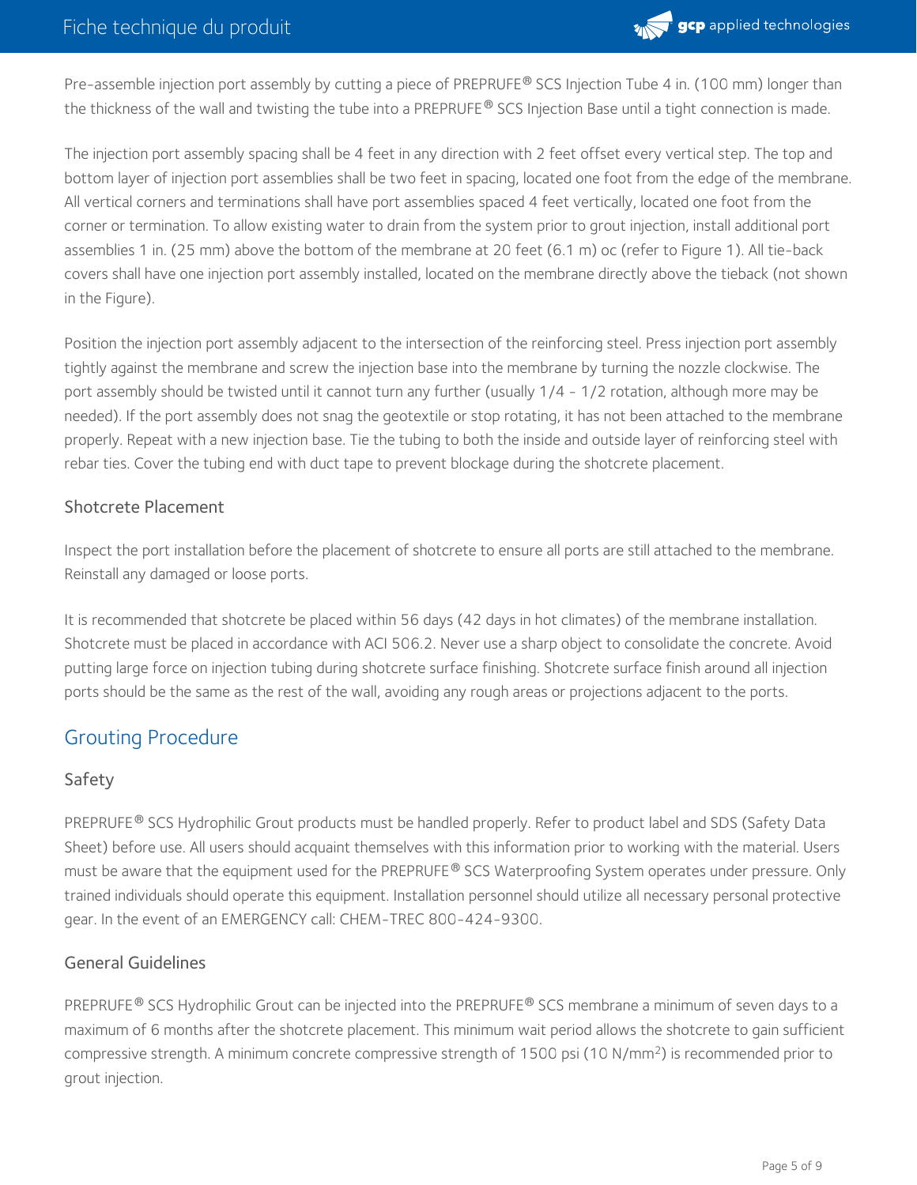Pre-assemble injection port assembly by cutting a piece of PREPRUFE® SCS Injection Tube 4 in. (100 mm) longer than the thickness of the wall and twisting the tube into a PREPRUFE® SCS Injection Base until a tight connection is made.

The injection port assembly spacing shall be 4 feet in any direction with 2 feet offset every vertical step. The top and bottom layer of injection port assemblies shall be two feet in spacing, located one foot from the edge of the membrane. All vertical corners and terminations shall have port assemblies spaced 4 feet vertically, located one foot from the corner or termination. To allow existing water to drain from the system prior to grout injection, install additional port assemblies 1 in. (25 mm) above the bottom of the membrane at 20 feet (6.1 m) oc (refer to Figure 1). All tie-back covers shall have one injection port assembly installed, located on the membrane directly above the tieback (not shown in the Figure).

Position the injection port assembly adjacent to the intersection of the reinforcing steel. Press injection port assembly tightly against the membrane and screw the injection base into the membrane by turning the nozzle clockwise. The port assembly should be twisted until it cannot turn any further (usually 1/4 - 1/2 rotation, although more may be needed). If the port assembly does not snag the geotextile or stop rotating, it has not been attached to the membrane properly. Repeat with a new injection base. Tie the tubing to both the inside and outside layer of reinforcing steel with rebar ties. Cover the tubing end with duct tape to prevent blockage during the shotcrete placement.

### Shotcrete Placement

Inspect the port installation before the placement of shotcrete to ensure all ports are still attached to the membrane. Reinstall any damaged or loose ports.

It is recommended that shotcrete be placed within 56 days (42 days in hot climates) of the membrane installation. Shotcrete must be placed in accordance with ACI 506.2. Never use a sharp object to consolidate the concrete. Avoid putting large force on injection tubing during shotcrete surface finishing. Shotcrete surface finish around all injection ports should be the same as the rest of the wall, avoiding any rough areas or projections adjacent to the ports.

## Grouting Procedure

### Safety

PREPRUFE® SCS Hydrophilic Grout products must be handled properly. Refer to product label and SDS (Safety Data Sheet) before use. All users should acquaint themselves with this information prior to working with the material. Users must be aware that the equipment used for the PREPRUFE® SCS Waterproofing System operates under pressure. Only trained individuals should operate this equipment. Installation personnel should utilize all necessary personal protective gear. In the event of an EMERGENCY call: CHEM-TREC 800-424-9300.

### General Guidelines

PREPRUFE® SCS Hydrophilic Grout can be injected into the PREPRUFE® SCS membrane a minimum of seven days to a maximum of 6 months after the shotcrete placement. This minimum wait period allows the shotcrete to gain sufficient compressive strength. A minimum concrete compressive strength of 1500 psi (10 N/mm$^2$) is recommended prior to grout injection.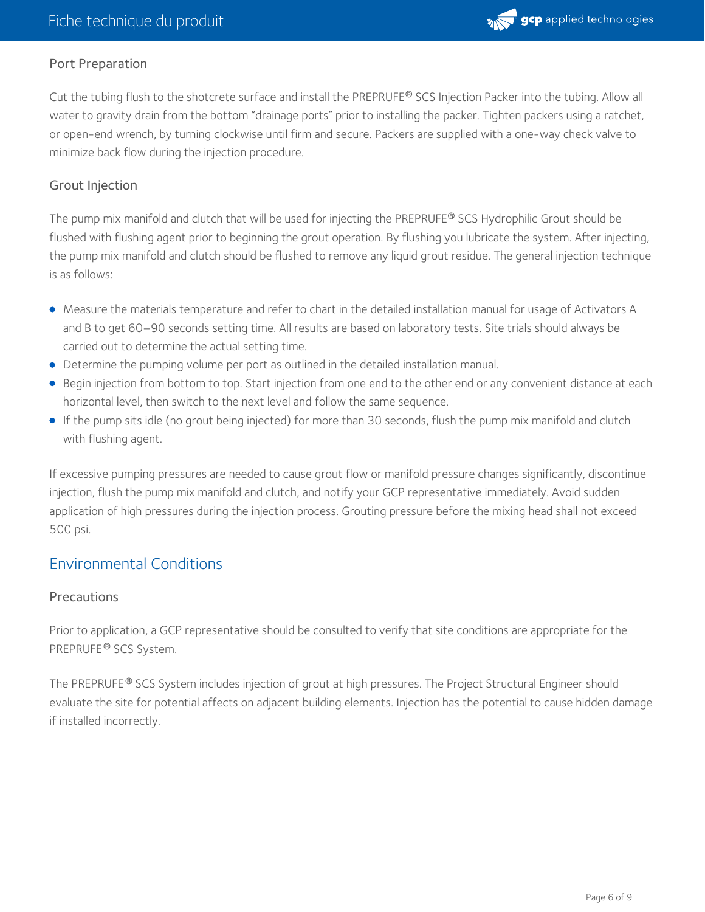### Port Preparation

Cut the tubing flush to the shotcrete surface and install the PREPRUFE® SCS Injection Packer into the tubing. Allow all water to gravity drain from the bottom "drainage ports" prior to installing the packer. Tighten packers using a ratchet, or open-end wrench, by turning clockwise until firm and secure. Packers are supplied with a one-way check valve to minimize back flow during the injection procedure.

### Grout Injection

The pump mix manifold and clutch that will be used for injecting the PREPRUFE® SCS Hydrophilic Grout should be flushed with flushing agent prior to beginning the grout operation. By flushing you lubricate the system. After injecting, the pump mix manifold and clutch should be flushed to remove any liquid grout residue. The general injection technique is as follows:

- Measure the materials temperature and refer to chart in the detailed installation manual for usage of Activators A and B to get 60–90 seconds setting time. All results are based on laboratory tests. Site trials should always be carried out to determine the actual setting time.
- Determine the pumping volume per port as outlined in the detailed installation manual.
- Begin injection from bottom to top. Start injection from one end to the other end or any convenient distance at each horizontal level, then switch to the next level and follow the same sequence.
- If the pump sits idle (no grout being injected) for more than 30 seconds, flush the pump mix manifold and clutch with flushing agent.

If excessive pumping pressures are needed to cause grout flow or manifold pressure changes significantly, discontinue injection, flush the pump mix manifold and clutch, and notify your GCP representative immediately. Avoid sudden application of high pressures during the injection process. Grouting pressure before the mixing head shall not exceed 500 psi.

## Environmental Conditions

### Precautions

Prior to application, a GCP representative should be consulted to verify that site conditions are appropriate for the PREPRUFE® SCS System.

The PREPRUFE® SCS System includes injection of grout at high pressures. The Project Structural Engineer should evaluate the site for potential affects on adjacent building elements. Injection has the potential to cause hidden damage if installed incorrectly.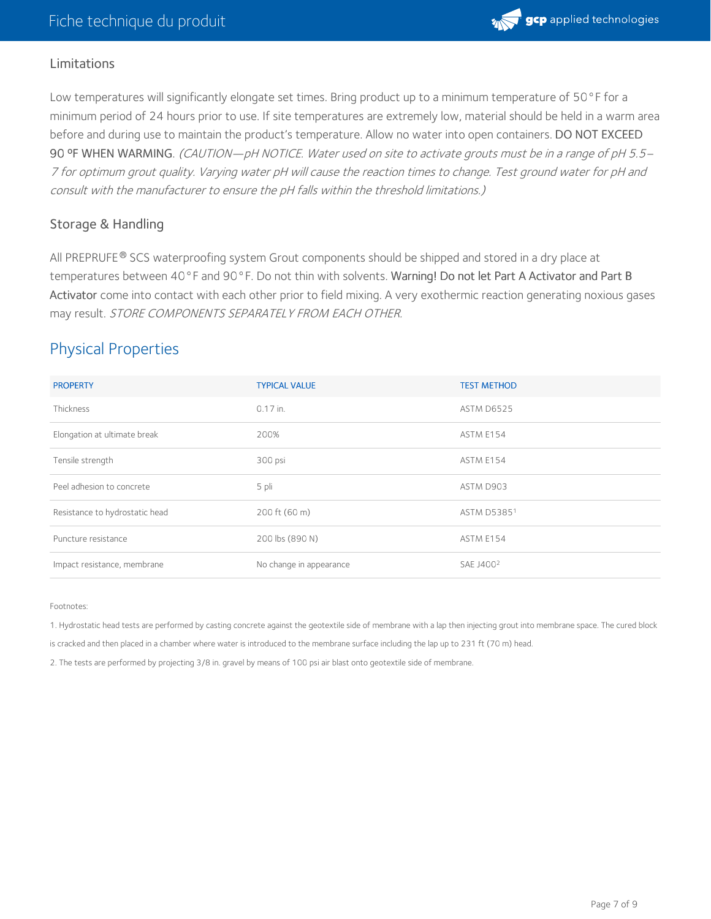## Limitations

Low temperatures will significantly elongate set times. Bring product up to a minimum temperature of 50°F for a minimum period of 24 hours prior to use. If site temperatures are extremely low, material should be held in a warm area before and during use to maintain the product's temperature. Allow no water into open containers. DO NOT EXCEED 90 ºF WHEN WARMING. *(CAUTION—pH NOTICE. Water used on site to activate grouts must be in a range of pH 5.5–7 for optimum grout quality. Varying water pH will cause the reaction times to change. Test ground water for pH and consult with the manufacturer to ensure the pH falls within the threshold limitations.)*

## Storage & Handling

All PREPRUFE® SCS waterproofing system Grout components should be shipped and stored in a dry place at temperatures between 40°F and 90°F. Do not thin with solvents. Warning! Do not let Part A Activator and Part B Activator come into contact with each other prior to field mixing. A very exothermic reaction generating noxious gases may result. *STORE COMPONENTS SEPARATELY FROM EACH OTHER.*

## Physical Properties

| PROPERTY | TYPICAL VALUE | TEST METHOD |
|---|---|---|
| Thickness | 0.17 in. | ASTM D6525 |
| Elongation at ultimate break | 200% | ASTM E154 |
| Tensile strength | 300 psi | ASTM E154 |
| Peel adhesion to concrete | 5 pli | ASTM D903 |
| Resistance to hydrostatic head | 200 ft (60 m) | ASTM D5385[1] |
| Puncture resistance | 200 lbs (890 N) | ASTM E154 |
| Impact resistance, membrane | No change in appearance | SAE J400[2] |

Footnotes:

1. Hydrostatic head tests are performed by casting concrete against the geotextile side of membrane with a lap then injecting grout into membrane space. The cured block is cracked and then placed in a chamber where water is introduced to the membrane surface including the lap up to 231 ft (70 m) head.

2. The tests are performed by projecting 3/8 in. gravel by means of 100 psi air blast onto geotextile side of membrane.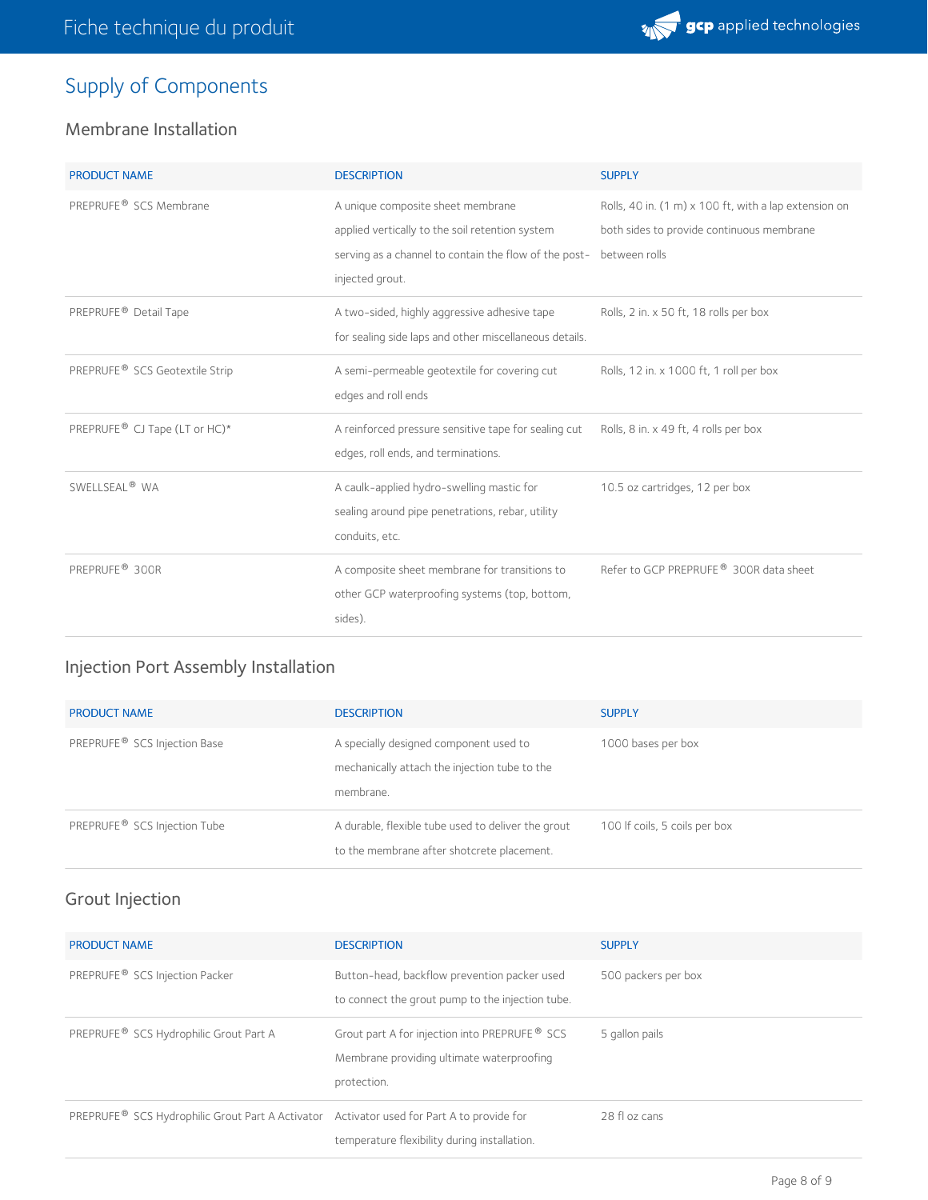## Supply of Components

### Membrane Installation

| PRODUCT NAME | DESCRIPTION | SUPPLY |
| --- | --- | --- |
| PREPRUFE® SCS Membrane | A unique composite sheet membrane applied vertically to the soil retention system serving as a channel to contain the flow of the post-injected grout. | Rolls, 40 in. (1 m) x 100 ft, with a lap extension on both sides to provide continuous membrane between rolls |
| PREPRUFE® Detail Tape | A two-sided, highly aggressive adhesive tape for sealing side laps and other miscellaneous details. | Rolls, 2 in. x 50 ft, 18 rolls per box |
| PREPRUFE® SCS Geotextile Strip | A semi-permeable geotextile for covering cut edges and roll ends | Rolls, 12 in. x 1000 ft, 1 roll per box |
| PREPRUFE® CJ Tape (LT or HC)* | A reinforced pressure sensitive tape for sealing cut edges, roll ends, and terminations. | Rolls, 8 in. x 49 ft, 4 rolls per box |
| SWELLSEAL® WA | A caulk-applied hydro-swelling mastic for sealing around pipe penetrations, rebar, utility conduits, etc. | 10.5 oz cartridges, 12 per box |
| PREPRUFE® 300R | A composite sheet membrane for transitions to other GCP waterproofing systems (top, bottom, sides). | Refer to GCP PREPRUFE® 300R data sheet |

### Injection Port Assembly Installation

| PRODUCT NAME | DESCRIPTION | SUPPLY |
| --- | --- | --- |
| PREPRUFE® SCS Injection Base | A specially designed component used to mechanically attach the injection tube to the membrane. | 1000 bases per box |
| PREPRUFE® SCS Injection Tube | A durable, flexible tube used to deliver the grout to the membrane after shotcrete placement. | 100 lf coils, 5 coils per box |

### Grout Injection

| PRODUCT NAME | DESCRIPTION | SUPPLY |
| --- | --- | --- |
| PREPRUFE® SCS Injection Packer | Button-head, backflow prevention packer used to connect the grout pump to the injection tube. | 500 packers per box |
| PREPRUFE® SCS Hydrophilic Grout Part A | Grout part A for injection into PREPRUFE® SCS Membrane providing ultimate waterproofing protection. | 5 gallon pails |
| PREPRUFE® SCS Hydrophilic Grout Part A Activator | Activator used for Part A to provide for temperature flexibility during installation. | 28 fl oz cans |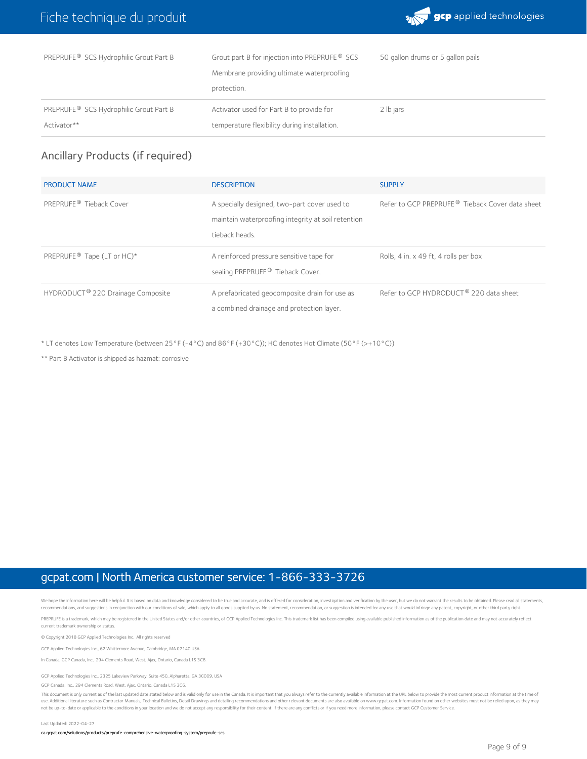| | | |
|---|---|---|
| PREPRUFE® SCS Hydrophilic Grout Part B | Grout part B for injection into PREPRUFE® SCS Membrane providing ultimate waterproofing protection. | 50 gallon drums or 5 gallon pails |
| PREPRUFE® SCS Hydrophilic Grout Part B Activator** | Activator used for Part B to provide for temperature flexibility during installation. | 2 lb jars |

## Ancillary Products (if required)

| PRODUCT NAME | DESCRIPTION | SUPPLY |
|---|---|---|
| PREPRUFE® Tieback Cover | A specially designed, two-part cover used to maintain waterproofing integrity at soil retention tieback heads. | Refer to GCP PREPRUFE® Tieback Cover data sheet |
| PREPRUFE® Tape (LT or HC)* | A reinforced pressure sensitive tape for sealing PREPRUFE® Tieback Cover. | Rolls, 4 in. x 49 ft, 4 rolls per box |
| HYDRODUCT® 220 Drainage Composite | A prefabricated geocomposite drain for use as a combined drainage and protection layer. | Refer to GCP HYDRODUCT® 220 data sheet |

* LT denotes Low Temperature (between 25°F (-4°C) and 86°F (+30°C)); HC denotes Hot Climate (50°F (>+10°C))

** Part B Activator is shipped as hazmat: corrosive

gcpat.com | North America customer service: 1-866-333-3726

We hope the information here will be helpful. It is based on data and knowledge considered to be true and accurate, and is offered for consideration, investigation and verification by the user, but we do not warrant the results to be obtained. Please read all statements, recommendations, and suggestions in conjunction with our conditions of sale, which apply to all goods supplied by us. No statement, recommendation, or suggestion is intended for any use that would infringe any patent, copyright, or other third party right.

PREPRUFE is a trademark, which may be registered in the United States and/or other countries, of GCP Applied Technologies Inc. This trademark list has been compiled using available published information as of the publication date and may not accurately reflect current trademark ownership or status.

© Copyright 2018 GCP Applied Technologies Inc. All rights reserved

GCP Applied Technologies Inc., 62 Whittemore Avenue, Cambridge, MA 02140 USA.

In Canada, GCP Canada, Inc., 294 Clements Road, West, Ajax, Ontario, Canada L1S 3C6.

GCP Applied Technologies Inc., 2325 Lakeview Parkway, Suite 450, Alpharetta, GA 30009, USA

GCP Canada, Inc., 294 Clements Road, West, Ajax, Ontario, Canada L1S 3C6.

This document is only current as of the last updated date stated below and is valid only for use in the Canada. It is important that you always refer to the currently available information at the URL below to provide the most current product information at the time of use. Additional literature such as Contractor Manuals, Technical Bulletins, Detail Drawings and detailing recommendations and other relevant documents are also available on www.gcpat.com. Information found on other websites must not be relied upon, as they may not be up-to-date or applicable to the conditions in your location and we do not accept any responsibility for their content. If there are any conflicts or if you need more information, please contact GCP Customer Service.

Last Updated: 2022-04-27

ca.gcpat.com/solutions/products/preprufe-comprehensive-waterproofing-system/preprufe-scs